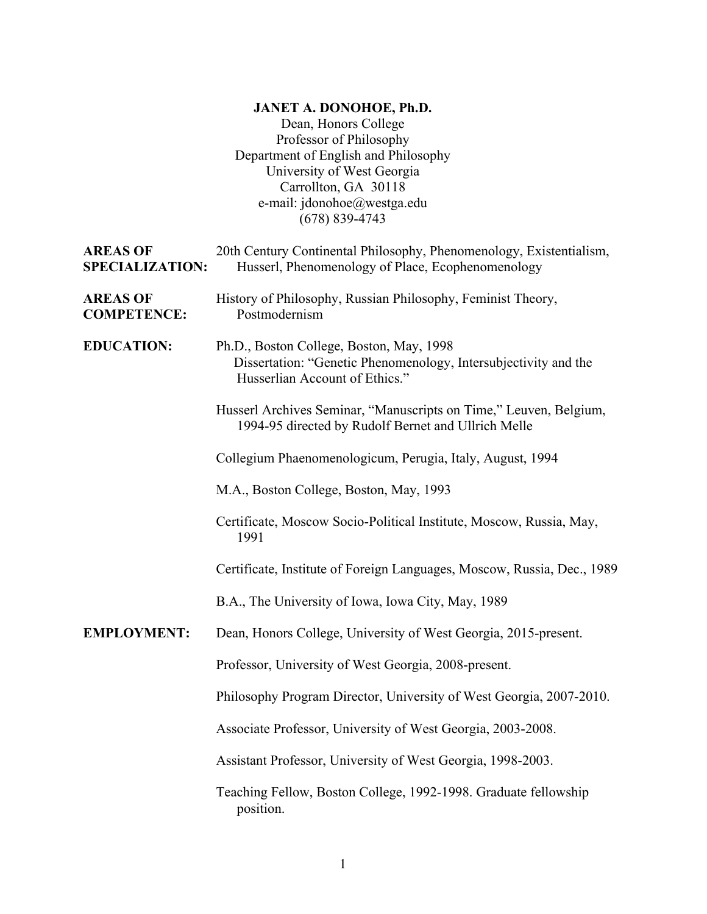**JANET A. DONOHOE, Ph.D.**
Dean, Honors College
Professor of Philosophy
Department of English and Philosophy
University of West Georgia
Carrollton, GA 30118
e-mail: jdonohoe@westga.edu
(678) 839-4743

**AREAS OF SPECIALIZATION:** 20th Century Continental Philosophy, Phenomenology, Existentialism, Husserl, Phenomenology of Place, Ecophenomenology

**AREAS OF COMPETENCE:** History of Philosophy, Russian Philosophy, Feminist Theory, Postmodernism

**EDUCATION:**

Ph.D., Boston College, Boston, May, 1998
Dissertation: "Genetic Phenomenology, Intersubjectivity and the Husserlian Account of Ethics."

Husserl Archives Seminar, "Manuscripts on Time," Leuven, Belgium, 1994-95 directed by Rudolf Bernet and Ullrich Melle

Collegium Phaenomenologicum, Perugia, Italy, August, 1994

M.A., Boston College, Boston, May, 1993

Certificate, Moscow Socio-Political Institute, Moscow, Russia, May, 1991

Certificate, Institute of Foreign Languages, Moscow, Russia, Dec., 1989

B.A., The University of Iowa, Iowa City, May, 1989

**EMPLOYMENT:**

Dean, Honors College, University of West Georgia, 2015-present.

Professor, University of West Georgia, 2008-present.

Philosophy Program Director, University of West Georgia, 2007-2010.

Associate Professor, University of West Georgia, 2003-2008.

Assistant Professor, University of West Georgia, 1998-2003.

Teaching Fellow, Boston College, 1992-1998. Graduate fellowship position.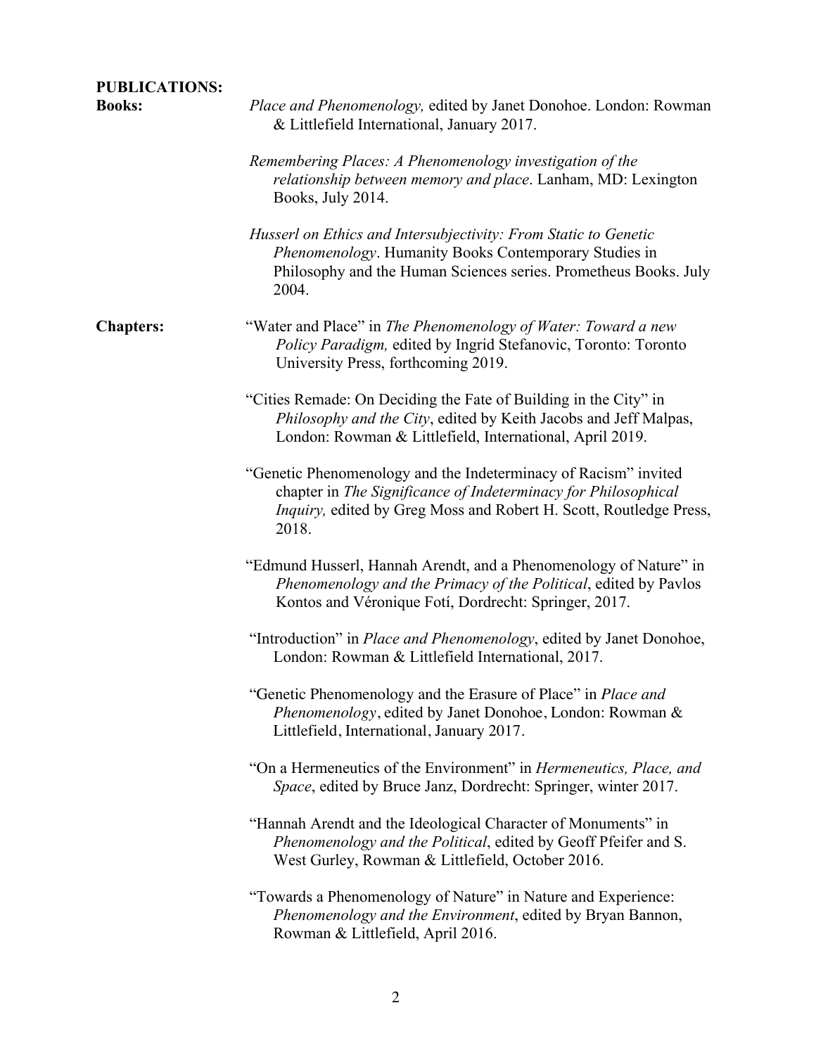**PUBLICATIONS:**

**Books:**

*Place and Phenomenology,* edited by Janet Donohoe. London: Rowman & Littlefield International, January 2017.

*Remembering Places: A Phenomenology investigation of the relationship between memory and place*. Lanham, MD: Lexington Books, July 2014.

*Husserl on Ethics and Intersubjectivity: From Static to Genetic Phenomenology*. Humanity Books Contemporary Studies in Philosophy and the Human Sciences series. Prometheus Books. July 2004.

**Chapters:**

"Water and Place" in *The Phenomenology of Water: Toward a new Policy Paradigm,* edited by Ingrid Stefanovic, Toronto: Toronto University Press, forthcoming 2019.

"Cities Remade: On Deciding the Fate of Building in the City" in *Philosophy and the City*, edited by Keith Jacobs and Jeff Malpas, London: Rowman & Littlefield, International, April 2019.

"Genetic Phenomenology and the Indeterminacy of Racism" invited chapter in *The Significance of Indeterminacy for Philosophical Inquiry,* edited by Greg Moss and Robert H. Scott, Routledge Press, 2018.

"Edmund Husserl, Hannah Arendt, and a Phenomenology of Nature" in *Phenomenology and the Primacy of the Political*, edited by Pavlos Kontos and Véronique Fotí, Dordrecht: Springer, 2017.

"Introduction" in *Place and Phenomenology*, edited by Janet Donohoe, London: Rowman & Littlefield International, 2017.

"Genetic Phenomenology and the Erasure of Place" in *Place and Phenomenology*, edited by Janet Donohoe, London: Rowman & Littlefield, International, January 2017.

"On a Hermeneutics of the Environment" in *Hermeneutics, Place, and Space*, edited by Bruce Janz, Dordrecht: Springer, winter 2017.

"Hannah Arendt and the Ideological Character of Monuments" in *Phenomenology and the Political*, edited by Geoff Pfeifer and S. West Gurley, Rowman & Littlefield, October 2016.

"Towards a Phenomenology of Nature" in Nature and Experience: *Phenomenology and the Environment*, edited by Bryan Bannon, Rowman & Littlefield, April 2016.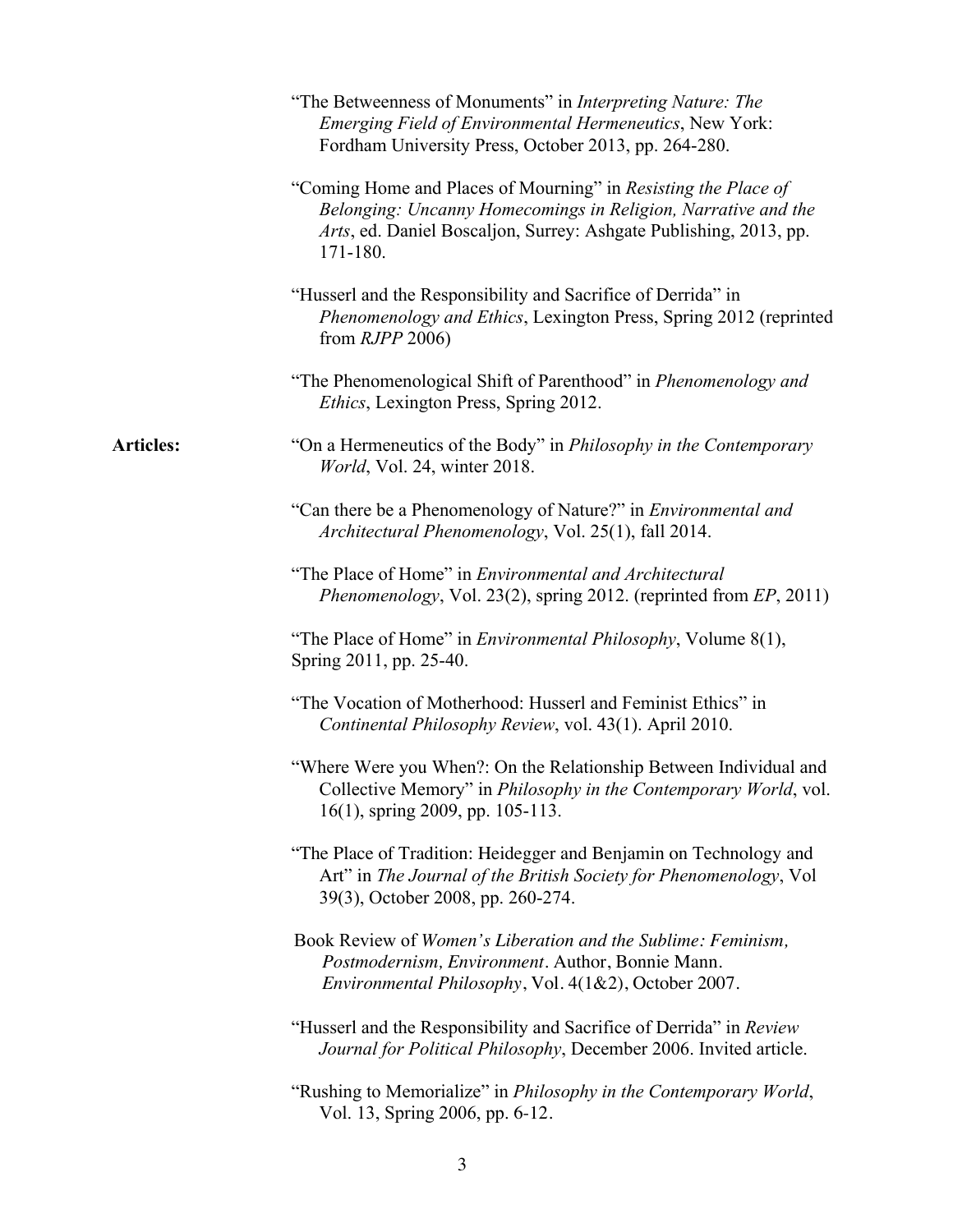"The Betweenness of Monuments" in *Interpreting Nature: The Emerging Field of Environmental Hermeneutics*, New York: Fordham University Press, October 2013, pp. 264-280.

"Coming Home and Places of Mourning" in *Resisting the Place of Belonging: Uncanny Homecomings in Religion, Narrative and the Arts*, ed. Daniel Boscaljon, Surrey: Ashgate Publishing, 2013, pp. 171-180.

"Husserl and the Responsibility and Sacrifice of Derrida" in *Phenomenology and Ethics*, Lexington Press, Spring 2012 (reprinted from *RJPP* 2006)

"The Phenomenological Shift of Parenthood" in *Phenomenology and Ethics*, Lexington Press, Spring 2012.

**Articles:**

"On a Hermeneutics of the Body" in *Philosophy in the Contemporary World*, Vol. 24, winter 2018.

"Can there be a Phenomenology of Nature?" in *Environmental and Architectural Phenomenology*, Vol. 25(1), fall 2014.

"The Place of Home" in *Environmental and Architectural Phenomenology*, Vol. 23(2), spring 2012. (reprinted from *EP*, 2011)

"The Place of Home" in *Environmental Philosophy*, Volume 8(1), Spring 2011, pp. 25-40.

"The Vocation of Motherhood: Husserl and Feminist Ethics" in *Continental Philosophy Review*, vol. 43(1). April 2010.

"Where Were you When?: On the Relationship Between Individual and Collective Memory" in *Philosophy in the Contemporary World*, vol. 16(1), spring 2009, pp. 105-113.

"The Place of Tradition: Heidegger and Benjamin on Technology and Art" in *The Journal of the British Society for Phenomenology*, Vol 39(3), October 2008, pp. 260-274.

Book Review of *Women's Liberation and the Sublime: Feminism, Postmodernism, Environment*. Author, Bonnie Mann. *Environmental Philosophy*, Vol. 4(1&2), October 2007.

"Husserl and the Responsibility and Sacrifice of Derrida" in *Review Journal for Political Philosophy*, December 2006. Invited article.

"Rushing to Memorialize" in *Philosophy in the Contemporary World*, Vol. 13, Spring 2006, pp. 6-12.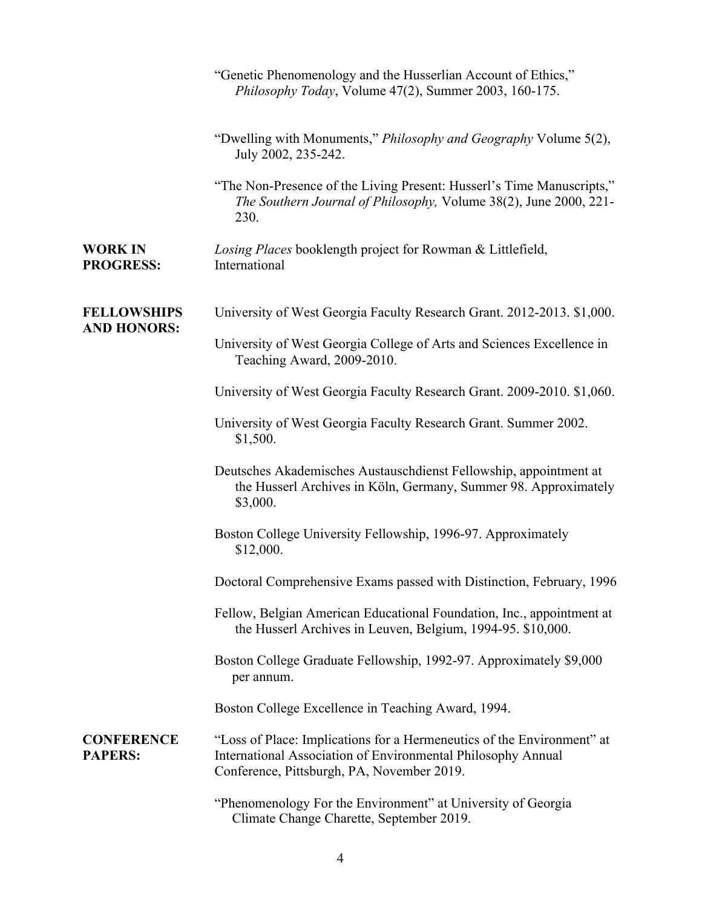"Genetic Phenomenology and the Husserlian Account of Ethics," *Philosophy Today*, Volume 47(2), Summer 2003, 160-175.

"Dwelling with Monuments," *Philosophy and Geography* Volume 5(2), July 2002, 235-242.

"The Non-Presence of the Living Present: Husserl's Time Manuscripts," *The Southern Journal of Philosophy,* Volume 38(2), June 2000, 221-230.

**WORK IN PROGRESS:**

*Losing Places* booklength project for Rowman & Littlefield, International

**FELLOWSHIPS AND HONORS:**

University of West Georgia Faculty Research Grant. 2012-2013. $1,000.

University of West Georgia College of Arts and Sciences Excellence in Teaching Award, 2009-2010.

University of West Georgia Faculty Research Grant. 2009-2010. $1,060.

University of West Georgia Faculty Research Grant. Summer 2002. $1,500.

Deutsches Akademisches Austauschdienst Fellowship, appointment at the Husserl Archives in Köln, Germany, Summer 98. Approximately $3,000.

Boston College University Fellowship, 1996-97. Approximately $12,000.

Doctoral Comprehensive Exams passed with Distinction, February, 1996

Fellow, Belgian American Educational Foundation, Inc., appointment at the Husserl Archives in Leuven, Belgium, 1994-95. $10,000.

Boston College Graduate Fellowship, 1992-97. Approximately $9,000 per annum.

Boston College Excellence in Teaching Award, 1994.

**CONFERENCE PAPERS:**

"Loss of Place: Implications for a Hermeneutics of the Environment" at International Association of Environmental Philosophy Annual Conference, Pittsburgh, PA, November 2019.

"Phenomenology For the Environment" at University of Georgia Climate Change Charette, September 2019.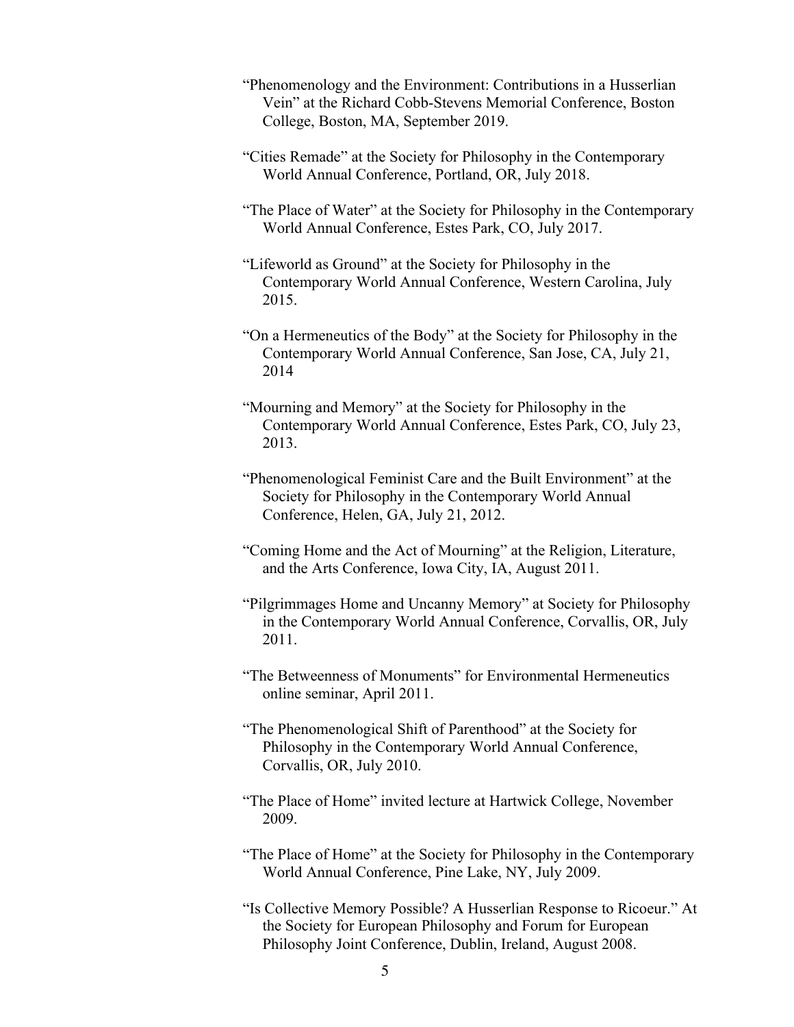"Phenomenology and the Environment: Contributions in a Husserlian Vein" at the Richard Cobb-Stevens Memorial Conference, Boston College, Boston, MA, September 2019.

"Cities Remade" at the Society for Philosophy in the Contemporary World Annual Conference, Portland, OR, July 2018.

"The Place of Water" at the Society for Philosophy in the Contemporary World Annual Conference, Estes Park, CO, July 2017.

"Lifeworld as Ground" at the Society for Philosophy in the Contemporary World Annual Conference, Western Carolina, July 2015.

"On a Hermeneutics of the Body" at the Society for Philosophy in the Contemporary World Annual Conference, San Jose, CA, July 21, 2014

"Mourning and Memory" at the Society for Philosophy in the Contemporary World Annual Conference, Estes Park, CO, July 23, 2013.

"Phenomenological Feminist Care and the Built Environment" at the Society for Philosophy in the Contemporary World Annual Conference, Helen, GA, July 21, 2012.

"Coming Home and the Act of Mourning" at the Religion, Literature, and the Arts Conference, Iowa City, IA, August 2011.

"Pilgrimmages Home and Uncanny Memory" at Society for Philosophy in the Contemporary World Annual Conference, Corvallis, OR, July 2011.

"The Betweenness of Monuments" for Environmental Hermeneutics online seminar, April 2011.

"The Phenomenological Shift of Parenthood" at the Society for Philosophy in the Contemporary World Annual Conference, Corvallis, OR, July 2010.

"The Place of Home" invited lecture at Hartwick College, November 2009.

"The Place of Home" at the Society for Philosophy in the Contemporary World Annual Conference, Pine Lake, NY, July 2009.

"Is Collective Memory Possible? A Husserlian Response to Ricoeur." At the Society for European Philosophy and Forum for European Philosophy Joint Conference, Dublin, Ireland, August 2008.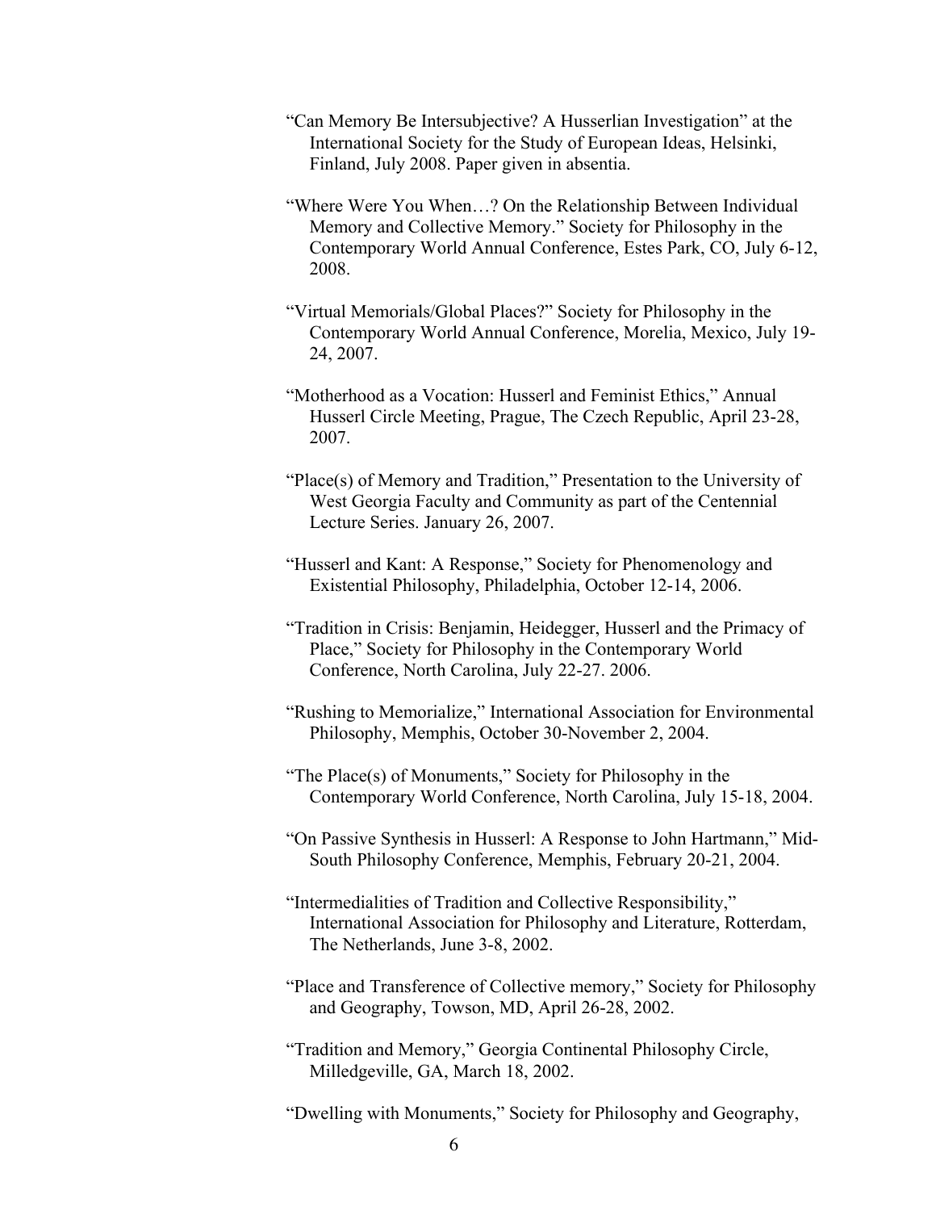"Can Memory Be Intersubjective? A Husserlian Investigation" at the International Society for the Study of European Ideas, Helsinki, Finland, July 2008. Paper given in absentia.

"Where Were You When…? On the Relationship Between Individual Memory and Collective Memory." Society for Philosophy in the Contemporary World Annual Conference, Estes Park, CO, July 6-12, 2008.

"Virtual Memorials/Global Places?" Society for Philosophy in the Contemporary World Annual Conference, Morelia, Mexico, July 19-24, 2007.

"Motherhood as a Vocation: Husserl and Feminist Ethics," Annual Husserl Circle Meeting, Prague, The Czech Republic, April 23-28, 2007.

"Place(s) of Memory and Tradition," Presentation to the University of West Georgia Faculty and Community as part of the Centennial Lecture Series. January 26, 2007.

"Husserl and Kant: A Response," Society for Phenomenology and Existential Philosophy, Philadelphia, October 12-14, 2006.

"Tradition in Crisis: Benjamin, Heidegger, Husserl and the Primacy of Place," Society for Philosophy in the Contemporary World Conference, North Carolina, July 22-27. 2006.

"Rushing to Memorialize," International Association for Environmental Philosophy, Memphis, October 30-November 2, 2004.

"The Place(s) of Monuments," Society for Philosophy in the Contemporary World Conference, North Carolina, July 15-18, 2004.

"On Passive Synthesis in Husserl: A Response to John Hartmann," Mid-South Philosophy Conference, Memphis, February 20-21, 2004.

"Intermedialities of Tradition and Collective Responsibility," International Association for Philosophy and Literature, Rotterdam, The Netherlands, June 3-8, 2002.

"Place and Transference of Collective memory," Society for Philosophy and Geography, Towson, MD, April 26-28, 2002.

"Tradition and Memory," Georgia Continental Philosophy Circle, Milledgeville, GA, March 18, 2002.

"Dwelling with Monuments," Society for Philosophy and Geography,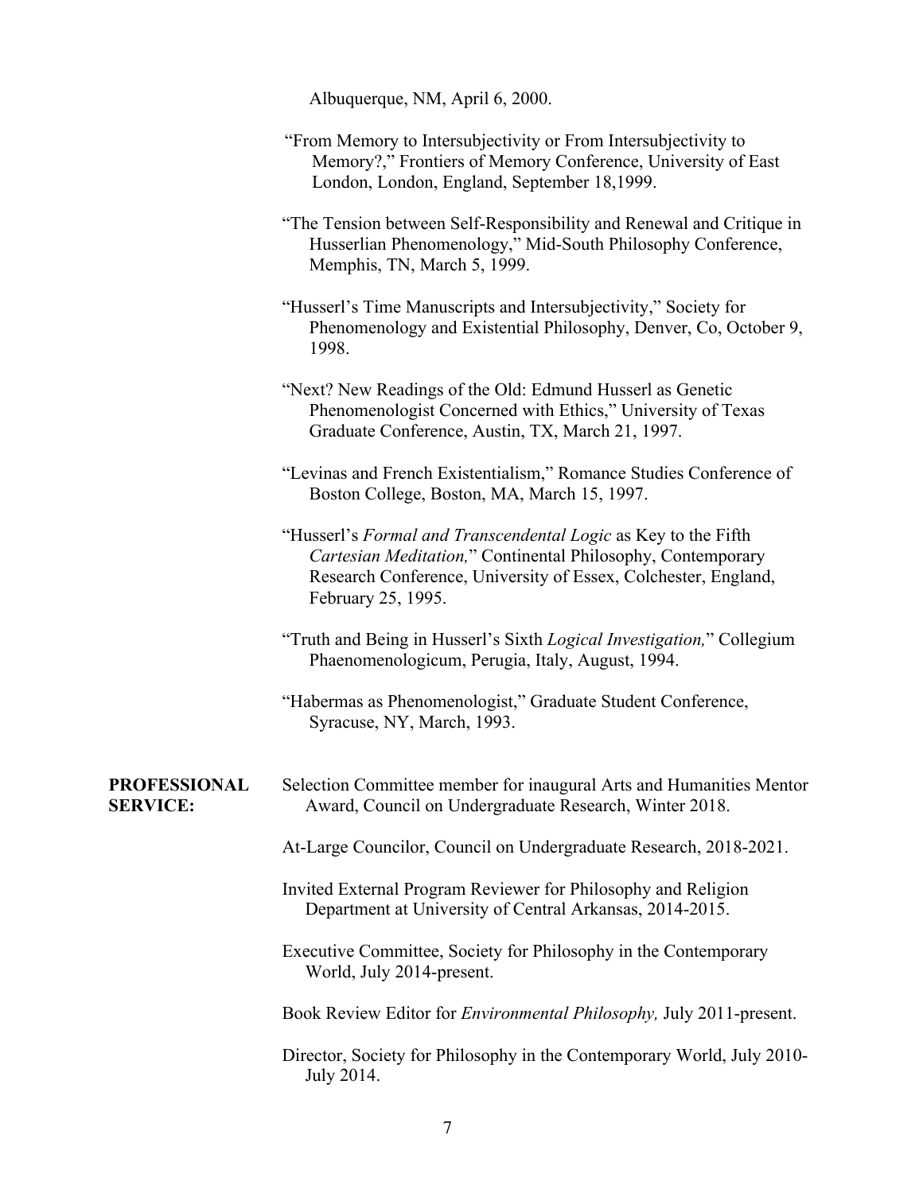Albuquerque, NM, April 6, 2000.

"From Memory to Intersubjectivity or From Intersubjectivity to Memory?," Frontiers of Memory Conference, University of East London, London, England, September 18,1999.

"The Tension between Self-Responsibility and Renewal and Critique in Husserlian Phenomenology," Mid-South Philosophy Conference, Memphis, TN, March 5, 1999.

"Husserl's Time Manuscripts and Intersubjectivity," Society for Phenomenology and Existential Philosophy, Denver, Co, October 9, 1998.

"Next? New Readings of the Old: Edmund Husserl as Genetic Phenomenologist Concerned with Ethics," University of Texas Graduate Conference, Austin, TX, March 21, 1997.

"Levinas and French Existentialism," Romance Studies Conference of Boston College, Boston, MA, March 15, 1997.

"Husserl's *Formal and Transcendental Logic* as Key to the Fifth *Cartesian Meditation,*" Continental Philosophy, Contemporary Research Conference, University of Essex, Colchester, England, February 25, 1995.

"Truth and Being in Husserl's Sixth *Logical Investigation,*" Collegium Phaenomenologicum, Perugia, Italy, August, 1994.

"Habermas as Phenomenologist," Graduate Student Conference, Syracuse, NY, March, 1993.

**PROFESSIONAL SERVICE:**

Selection Committee member for inaugural Arts and Humanities Mentor Award, Council on Undergraduate Research, Winter 2018.

At-Large Councilor, Council on Undergraduate Research, 2018-2021.

Invited External Program Reviewer for Philosophy and Religion Department at University of Central Arkansas, 2014-2015.

Executive Committee, Society for Philosophy in the Contemporary World, July 2014-present.

Book Review Editor for *Environmental Philosophy,* July 2011-present.

Director, Society for Philosophy in the Contemporary World, July 2010-July 2014.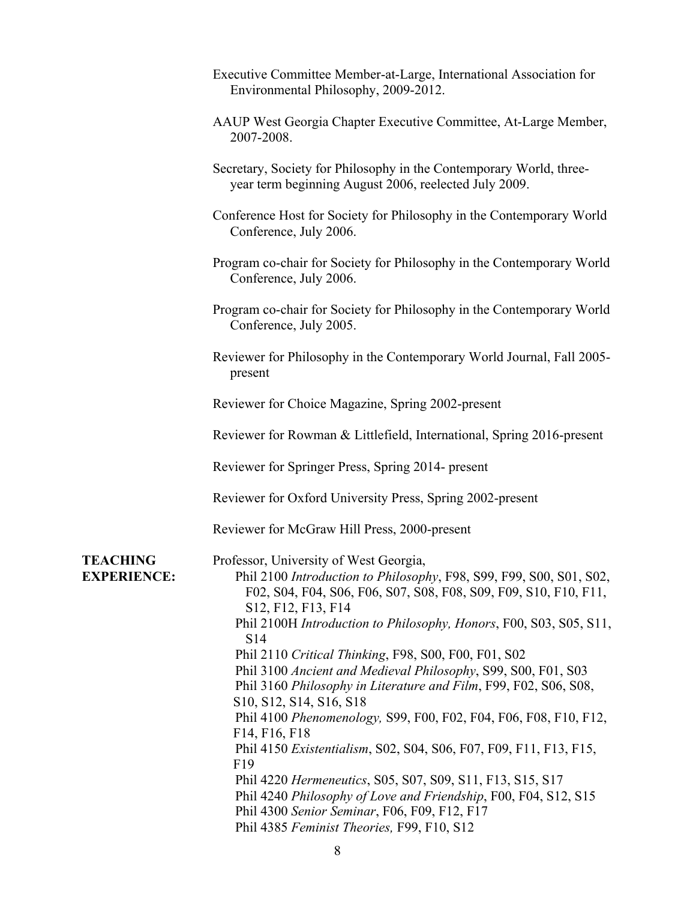Executive Committee Member-at-Large, International Association for Environmental Philosophy, 2009-2012.

AAUP West Georgia Chapter Executive Committee, At-Large Member, 2007-2008.

Secretary, Society for Philosophy in the Contemporary World, three-year term beginning August 2006, reelected July 2009.

Conference Host for Society for Philosophy in the Contemporary World Conference, July 2006.

Program co-chair for Society for Philosophy in the Contemporary World Conference, July 2006.

Program co-chair for Society for Philosophy in the Contemporary World Conference, July 2005.

Reviewer for Philosophy in the Contemporary World Journal, Fall 2005-present

Reviewer for Choice Magazine, Spring 2002-present

Reviewer for Rowman & Littlefield, International, Spring 2016-present

Reviewer for Springer Press, Spring 2014- present

Reviewer for Oxford University Press, Spring 2002-present

Reviewer for McGraw Hill Press, 2000-present

**TEACHING EXPERIENCE:**

Professor, University of West Georgia,

- Phil 2100 *Introduction to Philosophy*, F98, S99, F99, S00, S01, S02, F02, S04, F04, S06, F06, S07, S08, F08, S09, F09, S10, F10, F11, S12, F12, F13, F14
- Phil 2100H *Introduction to Philosophy, Honors*, F00, S03, S05, S11, S14
- Phil 2110 *Critical Thinking*, F98, S00, F00, F01, S02
- Phil 3100 *Ancient and Medieval Philosophy*, S99, S00, F01, S03
- Phil 3160 *Philosophy in Literature and Film*, F99, F02, S06, S08, S10, S12, S14, S16, S18
- Phil 4100 *Phenomenology,* S99, F00, F02, F04, F06, F08, F10, F12, F14, F16, F18
- Phil 4150 *Existentialism*, S02, S04, S06, F07, F09, F11, F13, F15, F19
- Phil 4220 *Hermeneutics*, S05, S07, S09, S11, F13, S15, S17
- Phil 4240 *Philosophy of Love and Friendship*, F00, F04, S12, S15
- Phil 4300 *Senior Seminar*, F06, F09, F12, F17
- Phil 4385 *Feminist Theories,* F99, F10, S12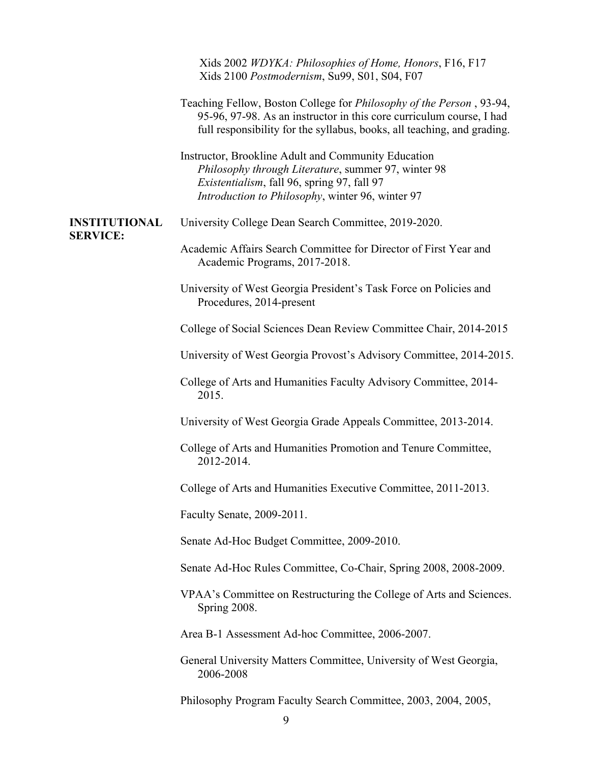Xids 2002 *WDYKA: Philosophies of Home, Honors*, F16, F17
Xids 2100 *Postmodernism*, Su99, S01, S04, F07

Teaching Fellow, Boston College for *Philosophy of the Person* , 93-94, 95-96, 97-98. As an instructor in this core curriculum course, I had full responsibility for the syllabus, books, all teaching, and grading.

Instructor, Brookline Adult and Community Education
*Philosophy through Literature*, summer 97, winter 98
*Existentialism*, fall 96, spring 97, fall 97
*Introduction to Philosophy*, winter 96, winter 97

**INSTITUTIONAL SERVICE:**

University College Dean Search Committee, 2019-2020.

Academic Affairs Search Committee for Director of First Year and Academic Programs, 2017-2018.

University of West Georgia President's Task Force on Policies and Procedures, 2014-present

College of Social Sciences Dean Review Committee Chair, 2014-2015

University of West Georgia Provost's Advisory Committee, 2014-2015.

College of Arts and Humanities Faculty Advisory Committee, 2014-2015.

University of West Georgia Grade Appeals Committee, 2013-2014.

College of Arts and Humanities Promotion and Tenure Committee, 2012-2014.

College of Arts and Humanities Executive Committee, 2011-2013.

Faculty Senate, 2009-2011.

Senate Ad-Hoc Budget Committee, 2009-2010.

Senate Ad-Hoc Rules Committee, Co-Chair, Spring 2008, 2008-2009.

VPAA's Committee on Restructuring the College of Arts and Sciences. Spring 2008.

Area B-1 Assessment Ad-hoc Committee, 2006-2007.

General University Matters Committee, University of West Georgia, 2006-2008

Philosophy Program Faculty Search Committee, 2003, 2004, 2005,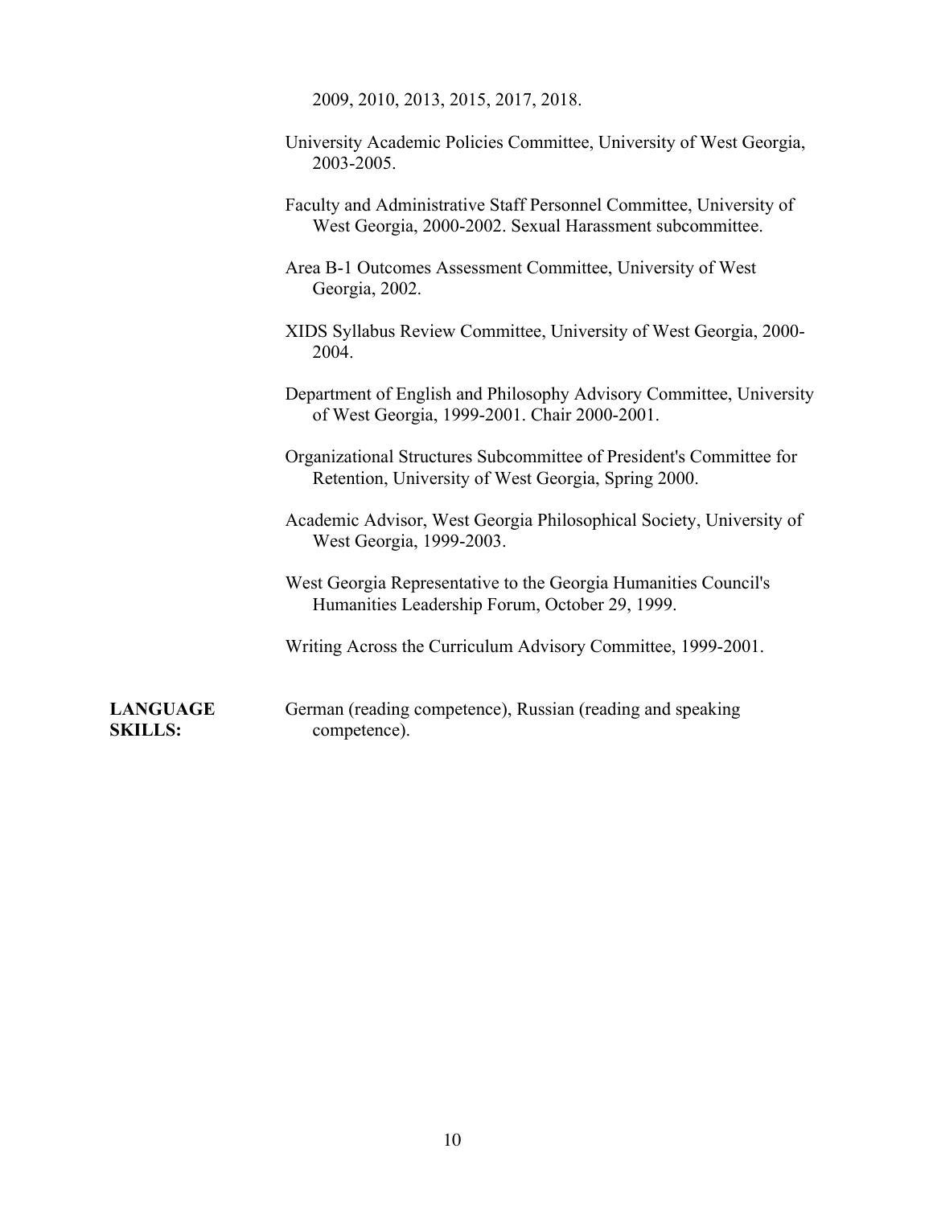2009, 2010, 2013, 2015, 2017, 2018.

University Academic Policies Committee, University of West Georgia, 2003-2005.

Faculty and Administrative Staff Personnel Committee, University of West Georgia, 2000-2002. Sexual Harassment subcommittee.

Area B-1 Outcomes Assessment Committee, University of West Georgia, 2002.

XIDS Syllabus Review Committee, University of West Georgia, 2000-2004.

Department of English and Philosophy Advisory Committee, University of West Georgia, 1999-2001. Chair 2000-2001.

Organizational Structures Subcommittee of President's Committee for Retention, University of West Georgia, Spring 2000.

Academic Advisor, West Georgia Philosophical Society, University of West Georgia, 1999-2003.

West Georgia Representative to the Georgia Humanities Council's Humanities Leadership Forum, October 29, 1999.

Writing Across the Curriculum Advisory Committee, 1999-2001.

**LANGUAGE SKILLS:** German (reading competence), Russian (reading and speaking competence).